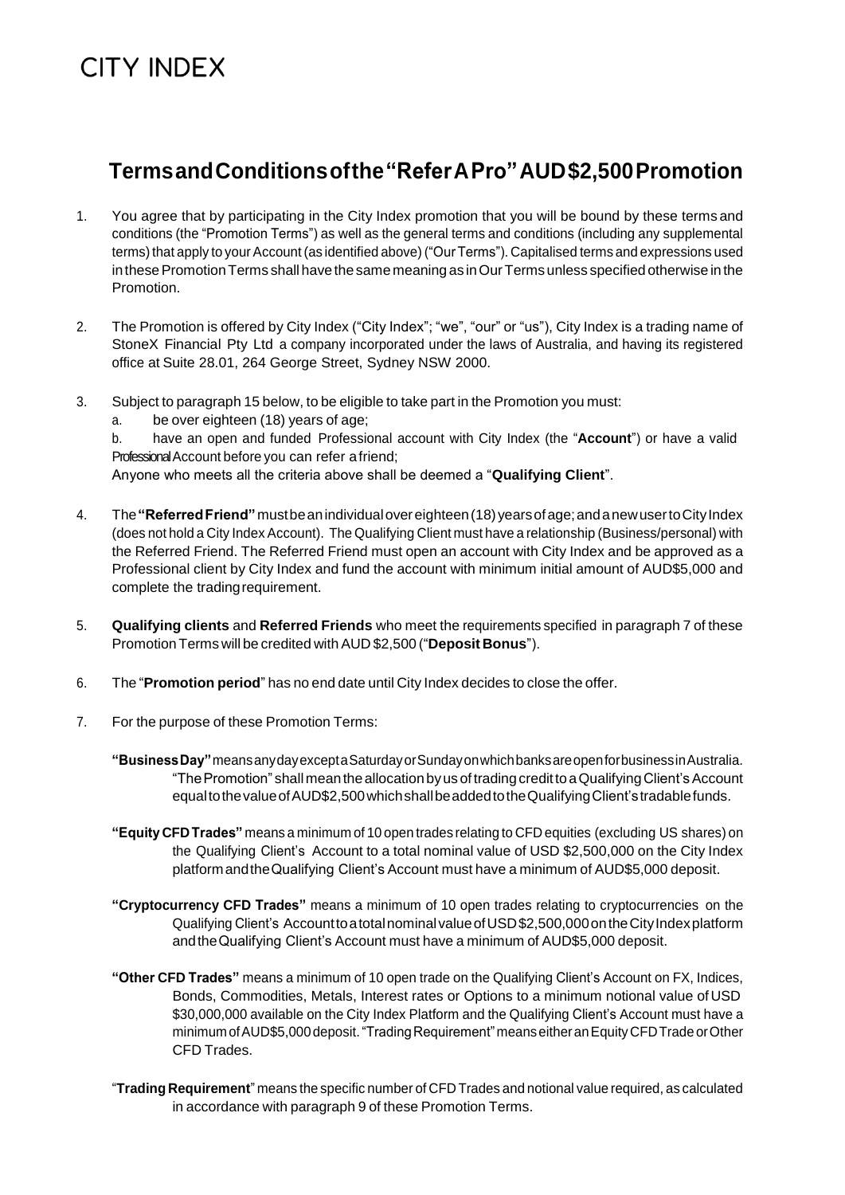CITY INDEX

# Terms and Conditions of the "Refer A Pro" AUD $2,500 Promotion

1. You agree that by participating in the City Index promotion that you will be bound by these terms and conditions (the "Promotion Terms") as well as the general terms and conditions (including any supplemental terms) that apply to your Account (as identified above) ("Our Terms"). Capitalised terms and expressions used in these Promotion Terms shall have the same meaning as in Our Terms unless specified otherwise in the Promotion.

2. The Promotion is offered by City Index ("City Index"; "we", "our" or "us"), City Index is a trading name of StoneX Financial Pty Ltd a company incorporated under the laws of Australia, and having its registered office at Suite 28.01, 264 George Street, Sydney NSW 2000.

3. Subject to paragraph 15 below, to be eligible to take part in the Promotion you must:
   a. be over eighteen (18) years of age;
   b. have an open and funded Professional account with City Index (the "**Account**") or have a valid Professional Account before you can refer a friend;

   Anyone who meets all the criteria above shall be deemed a "**Qualifying Client**".

4. The **"Referred Friend"** must be an individual over eighteen (18) years of age; and a new user to City Index (does not hold a City Index Account). The Qualifying Client must have a relationship (Business/personal) with the Referred Friend. The Referred Friend must open an account with City Index and be approved as a Professional client by City Index and fund the account with minimum initial amount of AUD$5,000 and complete the trading requirement.

5. **Qualifying clients** and **Referred Friends** who meet the requirements specified in paragraph 7 of these Promotion Terms will be credited with AUD $2,500 ("**Deposit Bonus**").

6. The "**Promotion period**" has no end date until City Index decides to close the offer.

7. For the purpose of these Promotion Terms:

   **"Business Day"** means any day except a Saturday or Sunday on which banks are open for business in Australia. "The Promotion" shall mean the allocation by us of trading credit to a Qualifying Client's Account equal to the value of AUD$2,500 which shall be added to the Qualifying Client's tradable funds.

   **"Equity CFD Trades"** means a minimum of 10 open trades relating to CFD equities (excluding US shares) on the Qualifying Client's Account to a total nominal value of USD $2,500,000 on the City Index platform and the Qualifying Client's Account must have a minimum of AUD$5,000 deposit.

   **"Cryptocurrency CFD Trades"** means a minimum of 10 open trades relating to cryptocurrencies on the Qualifying Client's Account to a total nominal value of USD $2,500,000 on the City Index platform and the Qualifying Client's Account must have a minimum of AUD$5,000 deposit.

   **"Other CFD Trades"** means a minimum of 10 open trade on the Qualifying Client's Account on FX, Indices, Bonds, Commodities, Metals, Interest rates or Options to a minimum notional value of USD $30,000,000 available on the City Index Platform and the Qualifying Client's Account must have a minimum of AUD$5,000 deposit. "Trading Requirement" means either an Equity CFD Trade or Other CFD Trades.

   "**Trading Requirement**" means the specific number of CFD Trades and notional value required, as calculated in accordance with paragraph 9 of these Promotion Terms.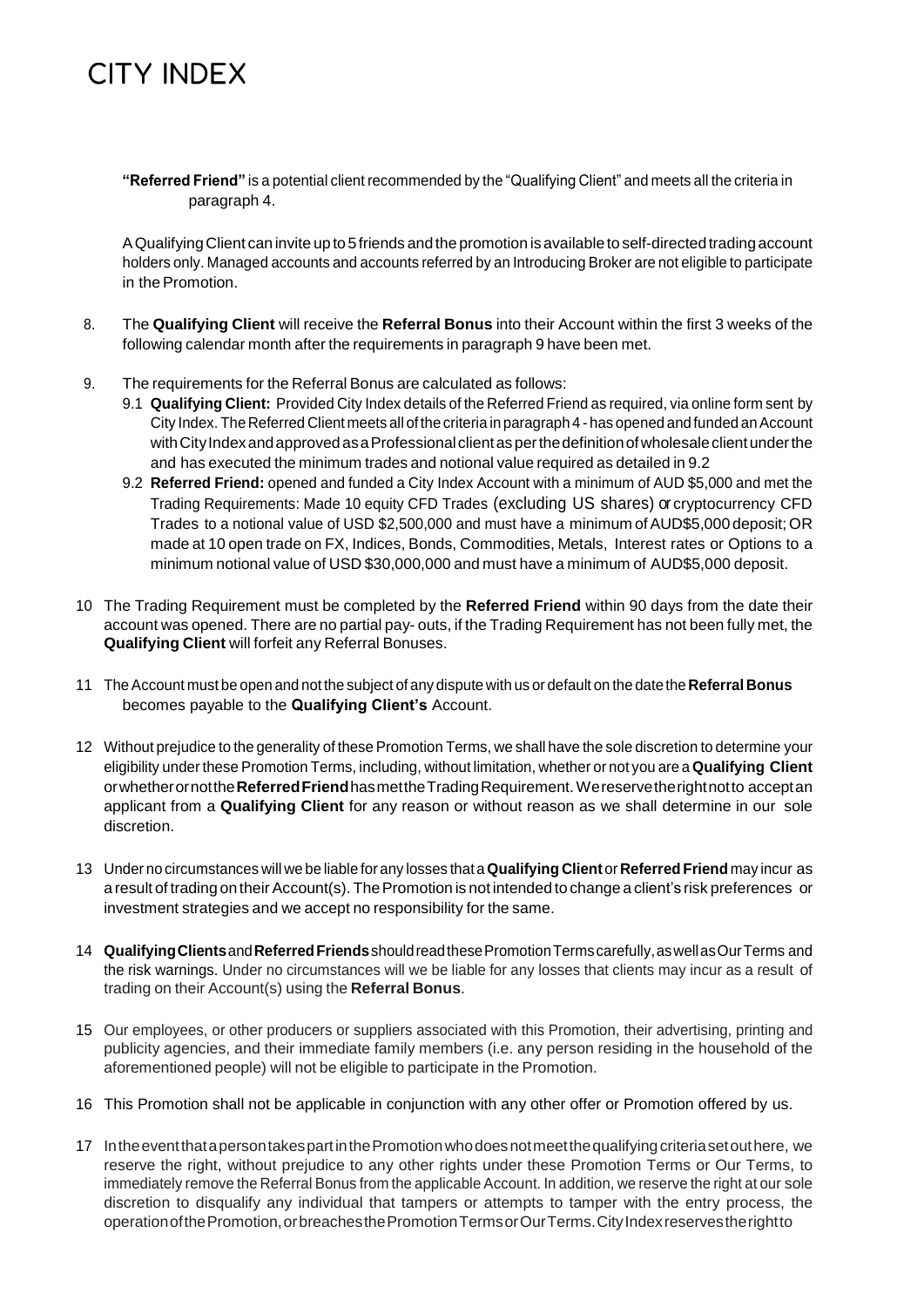**"Referred Friend"** is a potential client recommended by the "Qualifying Client" and meets all the criteria in paragraph 4.

A Qualifying Client can invite up to 5 friends and the promotion is available to self-directed trading account holders only. Managed accounts and accounts referred by an Introducing Broker are not eligible to participate in the Promotion.

8. The **Qualifying Client** will receive the **Referral Bonus** into their Account within the first 3 weeks of the following calendar month after the requirements in paragraph 9 have been met.

9. The requirements for the Referral Bonus are calculated as follows:
   - 9.1 **Qualifying Client:** Provided City Index details of the Referred Friend as required, via online form sent by City Index. The Referred Client meets all of the criteria in paragraph 4 - has opened and funded an Account with City Index and approved as a Professional client as per the definition of wholesale client under the and has executed the minimum trades and notional value required as detailed in 9.2
   - 9.2 **Referred Friend:** opened and funded a City Index Account with a minimum of AUD $5,000 and met the Trading Requirements: Made 10 equity CFD Trades (excluding US shares) or cryptocurrency CFD Trades to a notional value of USD $2,500,000 and must have a minimum of AUD$5,000 deposit; OR made at 10 open trade on FX, Indices, Bonds, Commodities, Metals, Interest rates or Options to a minimum notional value of USD $30,000,000 and must have a minimum of AUD$5,000 deposit.

10. The Trading Requirement must be completed by the **Referred Friend** within 90 days from the date their account was opened. There are no partial pay- outs, if the Trading Requirement has not been fully met, the **Qualifying Client** will forfeit any Referral Bonuses.

11. The Account must be open and not the subject of any dispute with us or default on the date the **Referral Bonus** becomes payable to the **Qualifying Client's** Account.

12. Without prejudice to the generality of these Promotion Terms, we shall have the sole discretion to determine your eligibility under these Promotion Terms, including, without limitation, whether or not you are a **Qualifying Client** or whether or not the **Referred Friend** has met the Trading Requirement. We reserve the right not to accept an applicant from a **Qualifying Client** for any reason or without reason as we shall determine in our sole discretion.

13. Under no circumstances will we be liable for any losses that a **Qualifying Client** or **Referred Friend** may incur as a result of trading on their Account(s). The Promotion is not intended to change a client's risk preferences or investment strategies and we accept no responsibility for the same.

14. **Qualifying Clients** and **Referred Friends** should read these Promotion Terms carefully, as well as Our Terms and the risk warnings. Under no circumstances will we be liable for any losses that clients may incur as a result of trading on their Account(s) using the **Referral Bonus**.

15. Our employees, or other producers or suppliers associated with this Promotion, their advertising, printing and publicity agencies, and their immediate family members (i.e. any person residing in the household of the aforementioned people) will not be eligible to participate in the Promotion.

16. This Promotion shall not be applicable in conjunction with any other offer or Promotion offered by us.

17. In the event that a person takes part in the Promotion who does not meet the qualifying criteria set out here, we reserve the right, without prejudice to any other rights under these Promotion Terms or Our Terms, to immediately remove the Referral Bonus from the applicable Account. In addition, we reserve the right at our sole discretion to disqualify any individual that tampers or attempts to tamper with the entry process, the operation of the Promotion, or breaches the Promotion Terms or Our Terms. City Index reserves the right to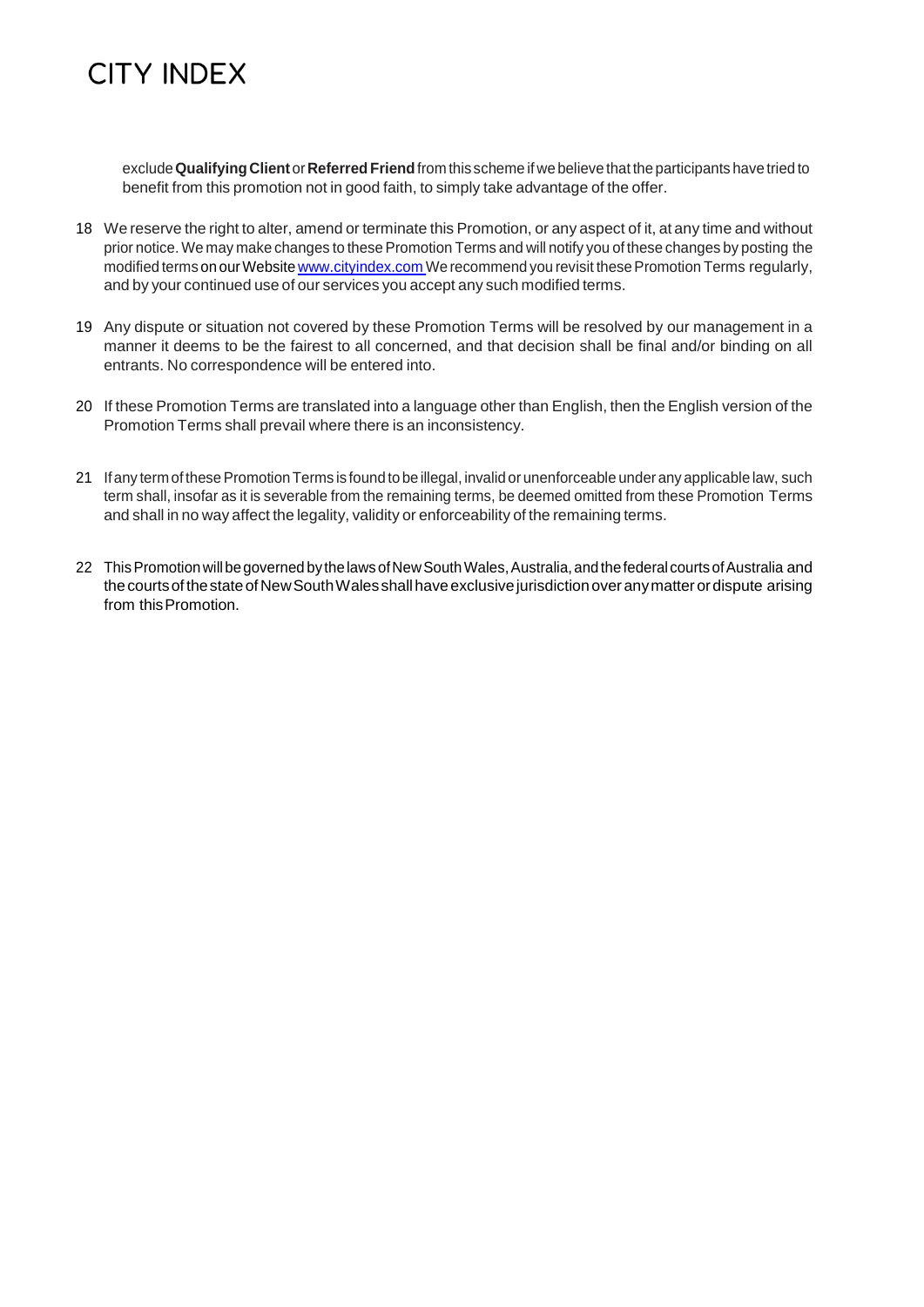exclude **Qualifying Client** or **Referred Friend** from this scheme if we believe that the participants have tried to benefit from this promotion not in good faith, to simply take advantage of the offer.

18 We reserve the right to alter, amend or terminate this Promotion, or any aspect of it, at any time and without prior notice. We may make changes to these Promotion Terms and will notify you of these changes by posting the modified terms on our Website [www.cityindex.com](http://www.cityindex.com) We recommend you revisit these Promotion Terms regularly, and by your continued use of our services you accept any such modified terms.

19 Any dispute or situation not covered by these Promotion Terms will be resolved by our management in a manner it deems to be the fairest to all concerned, and that decision shall be final and/or binding on all entrants. No correspondence will be entered into.

20 If these Promotion Terms are translated into a language other than English, then the English version of the Promotion Terms shall prevail where there is an inconsistency.

21 If any term of these Promotion Terms is found to be illegal, invalid or unenforceable under any applicable law, such term shall, insofar as it is severable from the remaining terms, be deemed omitted from these Promotion Terms and shall in no way affect the legality, validity or enforceability of the remaining terms.

22 This Promotion will be governed by the laws of New South Wales, Australia, and the federal courts of Australia and the courts of the state of New South Wales shall have exclusive jurisdiction over any matter or dispute arising from this Promotion.